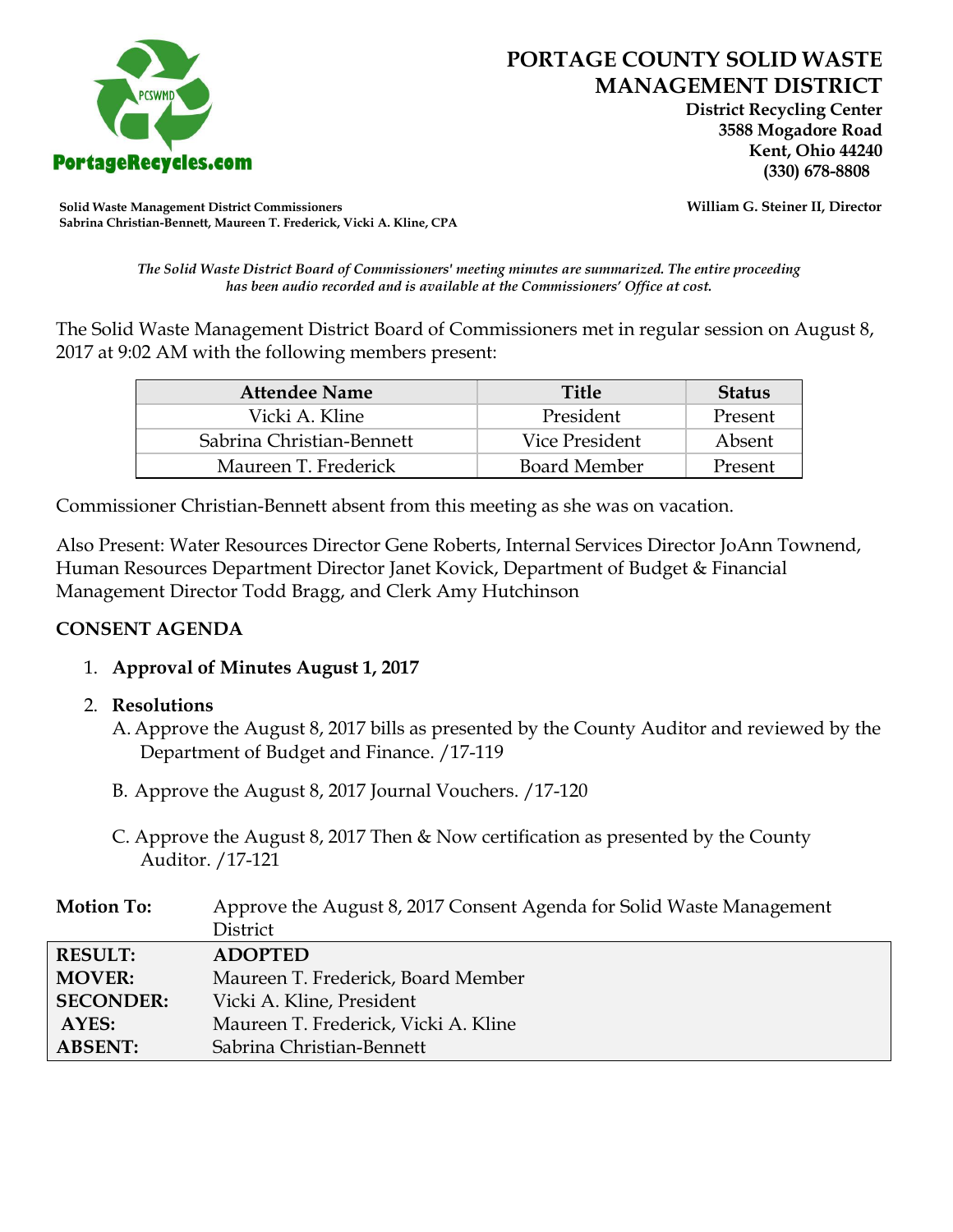# PORTAGE COUNTY SOLID WASTE MANAGEMENT DISTRICT

**District Recycling Center**
**3588 Mogadore Road**
**Kent, Ohio 44240**
**(330) 678-8808**

PortageRecycles.com

**Solid Waste Management District Commissioners**
**Sabrina Christian-Bennett, Maureen T. Frederick, Vicki A. Kline, CPA**

**William G. Steiner II, Director**

*The Solid Waste District Board of Commissioners' meeting minutes are summarized. The entire proceeding has been audio recorded and is available at the Commissioners' Office at cost.*

The Solid Waste Management District Board of Commissioners met in regular session on August 8, 2017 at 9:02 AM with the following members present:

| Attendee Name | Title | Status |
| --- | --- | --- |
| Vicki A. Kline | President | Present |
| Sabrina Christian-Bennett | Vice President | Absent |
| Maureen T. Frederick | Board Member | Present |

Commissioner Christian-Bennett absent from this meeting as she was on vacation.

Also Present: Water Resources Director Gene Roberts, Internal Services Director JoAnn Townend, Human Resources Department Director Janet Kovick, Department of Budget & Financial Management Director Todd Bragg, and Clerk Amy Hutchinson

## CONSENT AGENDA

1. **Approval of Minutes August 1, 2017**

2. **Resolutions**

   A. Approve the August 8, 2017 bills as presented by the County Auditor and reviewed by the Department of Budget and Finance. /17-119

   B. Approve the August 8, 2017 Journal Vouchers. /17-120

   C. Approve the August 8, 2017 Then & Now certification as presented by the County Auditor. /17-121

| **Motion To:** | Approve the August 8, 2017 Consent Agenda for Solid Waste Management District |
| --- | --- |
| **RESULT:** | **ADOPTED** |
| **MOVER:** | Maureen T. Frederick, Board Member |
| **SECONDER:** | Vicki A. Kline, President |
| **AYES:** | Maureen T. Frederick, Vicki A. Kline |
| **ABSENT:** | Sabrina Christian-Bennett |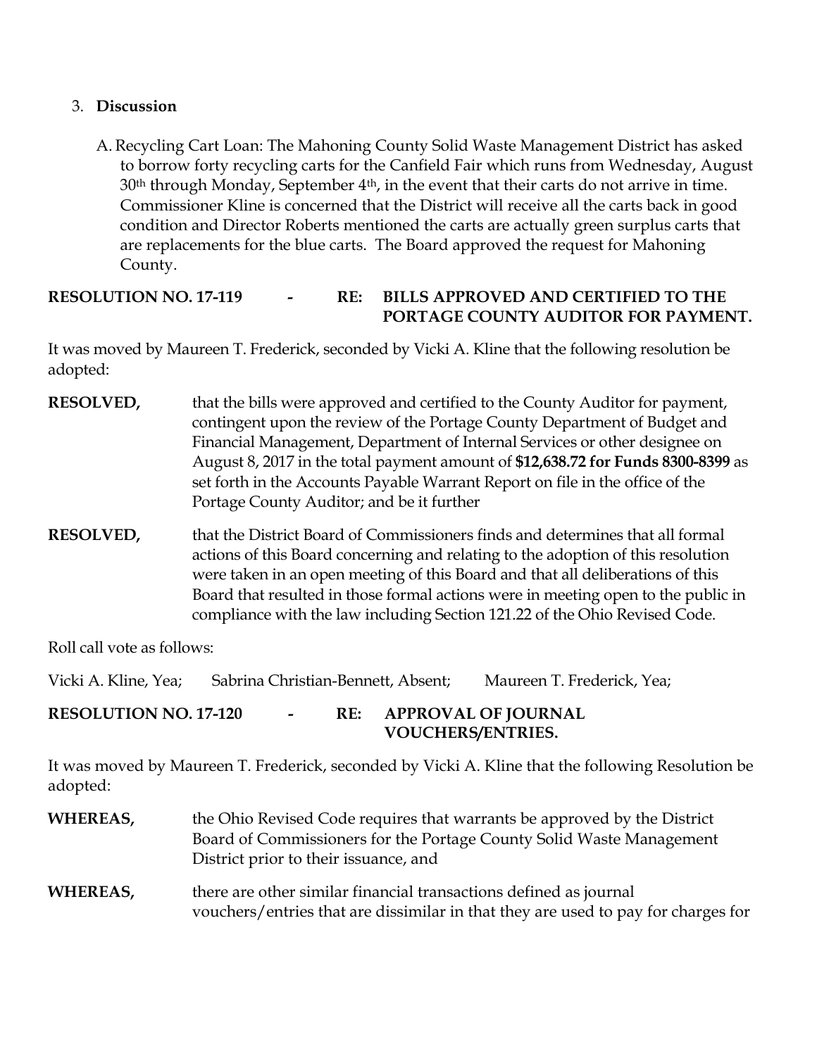3. **Discussion**

   A. Recycling Cart Loan: The Mahoning County Solid Waste Management District has asked to borrow forty recycling carts for the Canfield Fair which runs from Wednesday, August 30th through Monday, September 4th, in the event that their carts do not arrive in time. Commissioner Kline is concerned that the District will receive all the carts back in good condition and Director Roberts mentioned the carts are actually green surplus carts that are replacements for the blue carts. The Board approved the request for Mahoning County.

**RESOLUTION NO. 17-119 - RE: BILLS APPROVED AND CERTIFIED TO THE PORTAGE COUNTY AUDITOR FOR PAYMENT.**

It was moved by Maureen T. Frederick, seconded by Vicki A. Kline that the following resolution be adopted:

**RESOLVED,** that the bills were approved and certified to the County Auditor for payment, contingent upon the review of the Portage County Department of Budget and Financial Management, Department of Internal Services or other designee on August 8, 2017 in the total payment amount of **$12,638.72 for Funds 8300-8399** as set forth in the Accounts Payable Warrant Report on file in the office of the Portage County Auditor; and be it further

**RESOLVED,** that the District Board of Commissioners finds and determines that all formal actions of this Board concerning and relating to the adoption of this resolution were taken in an open meeting of this Board and that all deliberations of this Board that resulted in those formal actions were in meeting open to the public in compliance with the law including Section 121.22 of the Ohio Revised Code.

Roll call vote as follows:

Vicki A. Kline, Yea; Sabrina Christian-Bennett, Absent; Maureen T. Frederick, Yea;

**RESOLUTION NO. 17-120 - RE: APPROVAL OF JOURNAL VOUCHERS/ENTRIES.**

It was moved by Maureen T. Frederick, seconded by Vicki A. Kline that the following Resolution be adopted:

**WHEREAS,** the Ohio Revised Code requires that warrants be approved by the District Board of Commissioners for the Portage County Solid Waste Management District prior to their issuance, and

**WHEREAS,** there are other similar financial transactions defined as journal vouchers/entries that are dissimilar in that they are used to pay for charges for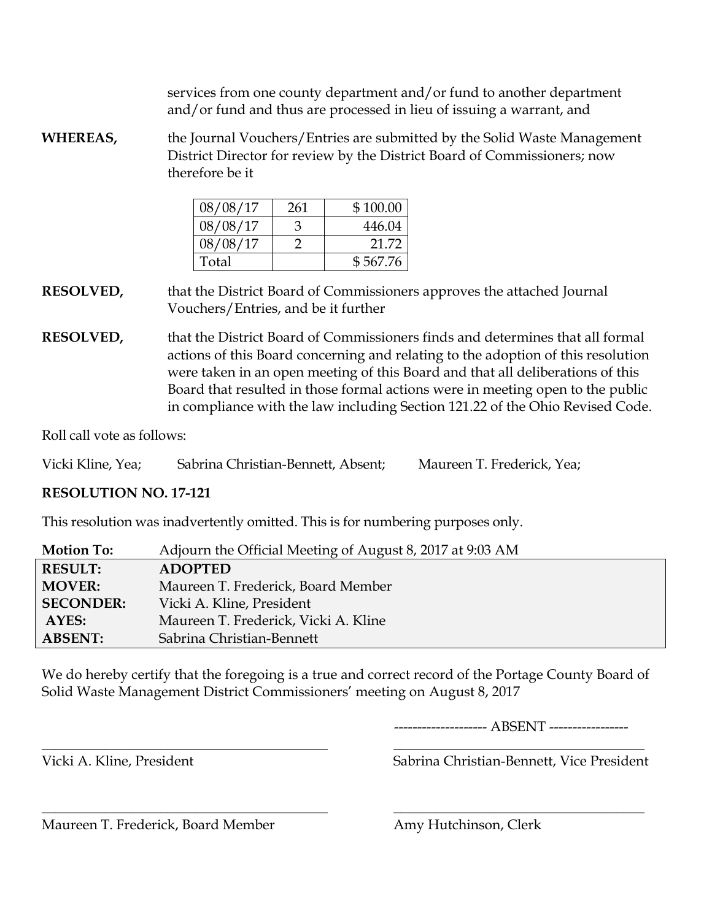services from one county department and/or fund to another department and/or fund and thus are processed in lieu of issuing a warrant, and

**WHEREAS,** the Journal Vouchers/Entries are submitted by the Solid Waste Management District Director for review by the District Board of Commissioners; now therefore be it

| | | |
|---|---|---|
| 08/08/17 | 261 | $ 100.00 |
| 08/08/17 | 3 | 446.04 |
| 08/08/17 | 2 | 21.72 |
| Total | | $ 567.76 |

**RESOLVED,** that the District Board of Commissioners approves the attached Journal Vouchers/Entries, and be it further

**RESOLVED,** that the District Board of Commissioners finds and determines that all formal actions of this Board concerning and relating to the adoption of this resolution were taken in an open meeting of this Board and that all deliberations of this Board that resulted in those formal actions were in meeting open to the public in compliance with the law including Section 121.22 of the Ohio Revised Code.

Roll call vote as follows:

Vicki Kline, Yea; Sabrina Christian-Bennett, Absent; Maureen T. Frederick, Yea;

**RESOLUTION NO. 17-121**

This resolution was inadvertently omitted. This is for numbering purposes only.

**Motion To:** Adjourn the Official Meeting of August 8, 2017 at 9:03 AM

| | |
|---|---|
| **RESULT:** | **ADOPTED** |
| **MOVER:** | Maureen T. Frederick, Board Member |
| **SECONDER:** | Vicki A. Kline, President |
| **AYES:** | Maureen T. Frederick, Vicki A. Kline |
| **ABSENT:** | Sabrina Christian-Bennett |

We do hereby certify that the foregoing is a true and correct record of the Portage County Board of Solid Waste Management District Commissioners' meeting on August 8, 2017

-------------------- ABSENT -----------------

Vicki A. Kline, President

Sabrina Christian-Bennett, Vice President

Maureen T. Frederick, Board Member

Amy Hutchinson, Clerk